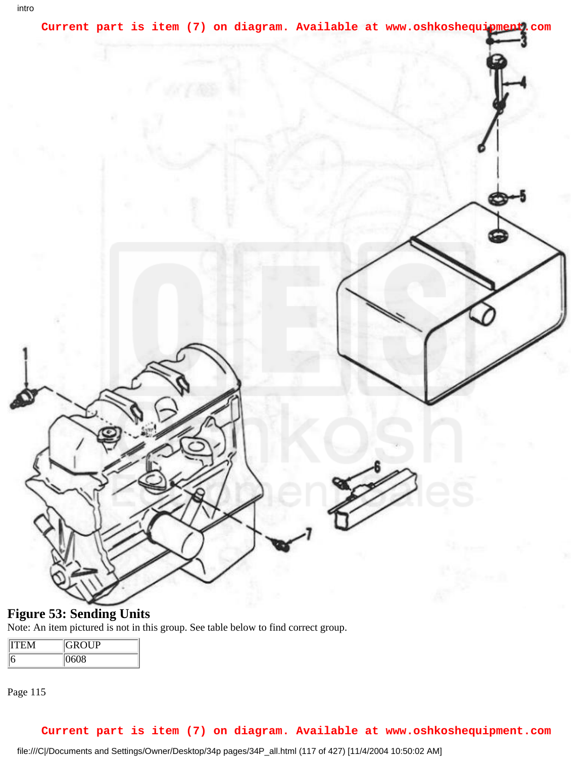**Current part is item (7) on diagram. Available at www.oshkoshequipment.com**

## Figure 53: Sending Units

Note: An item pictured is not in this group. See table below to find correct group.

| ITEM | GROUP |
| --- | --- |
| 6 | 0608 |

**Current part is item (7) on diagram. Available at www.oshkoshequipment.com**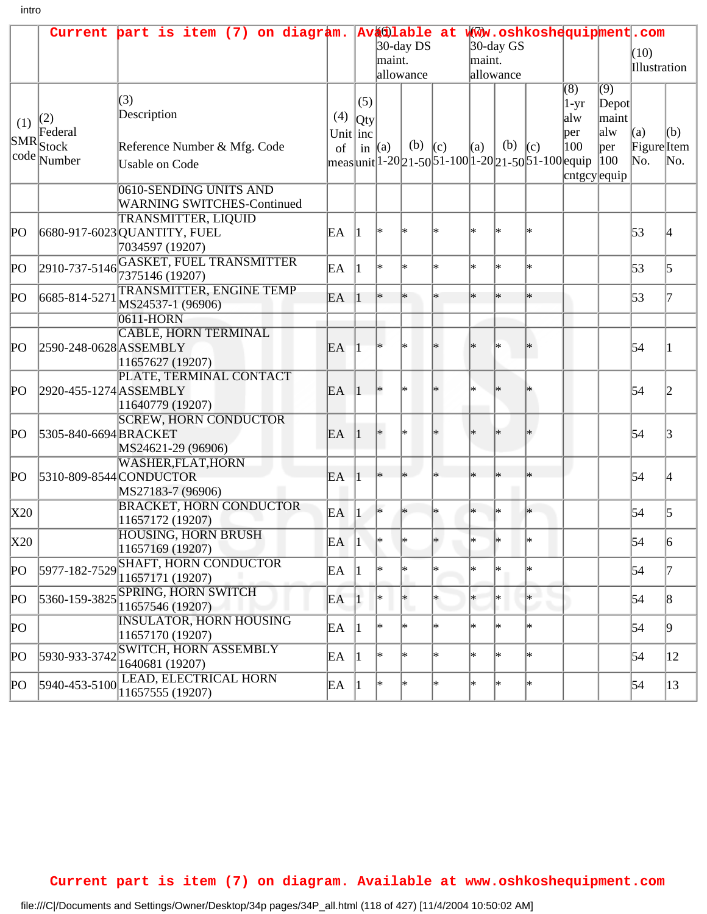intro

Current part is item (7) on diagram. Available at www.oshkoshequipment.com

| (1) SMR code | (2) Federal Stock Number | (3) Description<br>Reference Number & Mfg. Code<br>Usable on Code | (4) Unit of meas | (5) Qty inc in unit | (6) 30-day DS maint. allowance (a) 1-20 | (b) 21-50 | (c) 51-100 | (7) 30-day GS maint. allowance (a) 1-20 | (b) 21-50 | (c) 51-100 | (8) 1-yr alw per 100 equip cntgcy | (9) Depot maint alw per 100 equip | (10) Illustration (a) Figure No. | (b) Item No. |
|---|---|---|---|---|---|---|---|---|---|---|---|---|---|---|
| | | 0610-SENDING UNITS AND WARNING SWITCHES-Continued | | | | | | | | | | | | |
| PO | 6680-917-6023 | TRANSMITTER, LIQUID QUANTITY, FUEL 7034597 (19207) | EA | 1 | * | * | * | * | * | * | | | 53 | 4 |
| PO | 2910-737-5146 | GASKET, FUEL TRANSMITTER 7375146 (19207) | EA | 1 | * | * | * | * | * | * | | | 53 | 5 |
| PO | 6685-814-5271 | TRANSMITTER, ENGINE TEMP MS24537-1 (96906) | EA | 1 | * | * | * | * | * | * | | | 53 | 7 |
| | | 0611-HORN | | | | | | | | | | | | |
| PO | 2590-248-0628 | CABLE, HORN TERMINAL ASSEMBLY 11657627 (19207) | EA | 1 | * | * | * | * | * | * | | | 54 | 1 |
| PO | 2920-455-1274 | PLATE, TERMINAL CONTACT ASSEMBLY 11640779 (19207) | EA | 1 | * | * | * | * | * | * | | | 54 | 2 |
| PO | 5305-840-6694 | SCREW, HORN CONDUCTOR BRACKET MS24621-29 (96906) | EA | 1 | * | * | * | * | * | * | | | 54 | 3 |
| PO | 5310-809-8544 | WASHER,FLAT,HORN CONDUCTOR MS27183-7 (96906) | EA | 1 | * | * | * | * | * | * | | | 54 | 4 |
| X20 | | BRACKET, HORN CONDUCTOR 11657172 (19207) | EA | 1 | * | * | * | * | * | * | | | 54 | 5 |
| X20 | | HOUSING, HORN BRUSH 11657169 (19207) | EA | 1 | * | * | * | * | * | * | | | 54 | 6 |
| PO | 5977-182-7529 | SHAFT, HORN CONDUCTOR 11657171 (19207) | EA | 1 | * | * | * | * | * | * | | | 54 | 7 |
| PO | 5360-159-3825 | SPRING, HORN SWITCH 11657546 (19207) | EA | 1 | * | * | * | * | * | * | | | 54 | 8 |
| PO | | INSULATOR, HORN HOUSING 11657170 (19207) | EA | 1 | * | * | * | * | * | * | | | 54 | 9 |
| PO | 5930-933-3742 | SWITCH, HORN ASSEMBLY 1640681 (19207) | EA | 1 | * | * | * | * | * | * | | | 54 | 12 |
| PO | 5940-453-5100 | LEAD, ELECTRICAL HORN 11657555 (19207) | EA | 1 | * | * | * | * | * | * | | | 54 | 13 |

Current part is item (7) on diagram. Available at www.oshkoshequipment.com